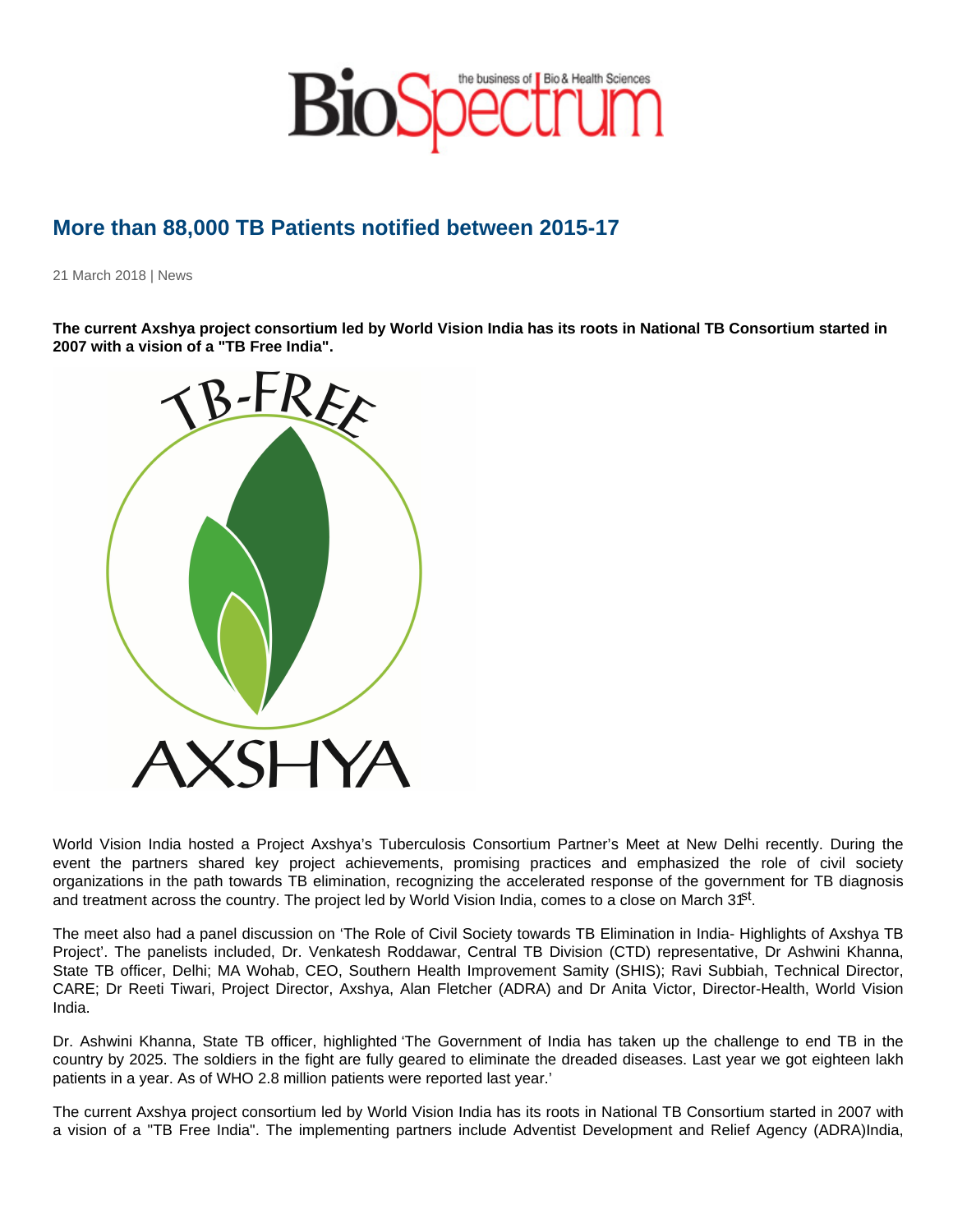# More than 88,000 TB Patients notified between 2015-17

21 March 2018 | News

**The current Axshya project consortium led by World Vision India has its roots in National TB Consortium started in 2007 with a vision of a "TB Free India".**

World Vision India hosted a Project Axshya's Tuberculosis Consortium Partner's Meet at New Delhi recently. During the event the partners shared key project achievements, promising practices and emphasized the role of civil society organizations in the path towards TB elimination, recognizing the accelerated response of the government for TB diagnosis and treatment across the country. The project led by World Vision India, comes to a close on March 31st.

The meet also had a panel discussion on 'The Role of Civil Society towards TB Elimination in India- Highlights of Axshya TB Project'. The panelists included, Dr. Venkatesh Roddawar, Central TB Division (CTD) representative, Dr Ashwini Khanna, State TB officer, Delhi; MA Wohab, CEO, Southern Health Improvement Samity (SHIS); Ravi Subbiah, Technical Director, CARE; Dr Reeti Tiwari, Project Director, Axshya, Alan Fletcher (ADRA) and Dr Anita Victor, Director-Health, World Vision India.

Dr. Ashwini Khanna, State TB officer, highlighted 'The Government of India has taken up the challenge to end TB in the country by 2025. The soldiers in the fight are fully geared to eliminate the dreaded diseases. Last year we got eighteen lakh patients in a year. As of WHO 2.8 million patients were reported last year.'

The current Axshya project consortium led by World Vision India has its roots in National TB Consortium started in 2007 with a vision of a "TB Free India". The implementing partners include Adventist Development and Relief Agency (ADRA)India,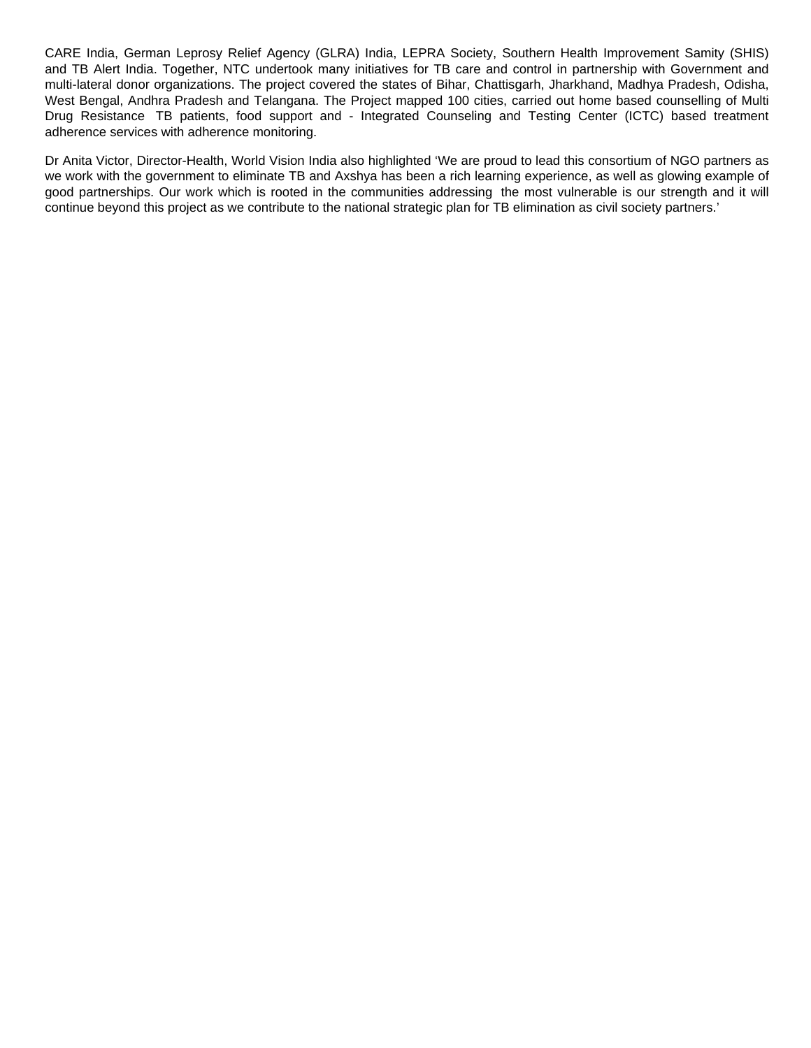CARE India, German Leprosy Relief Agency (GLRA) India, LEPRA Society, Southern Health Improvement Samity (SHIS) and TB Alert India. Together, NTC undertook many initiatives for TB care and control in partnership with Government and multi-lateral donor organizations. The project covered the states of Bihar, Chattisgarh, Jharkhand, Madhya Pradesh, Odisha, West Bengal, Andhra Pradesh and Telangana. The Project mapped 100 cities, carried out home based counselling of Multi Drug Resistance TB patients, food support and - Integrated Counseling and Testing Center (ICTC) based treatment adherence services with adherence monitoring.

Dr Anita Victor, Director-Health, World Vision India also highlighted 'We are proud to lead this consortium of NGO partners as we work with the government to eliminate TB and Axshya has been a rich learning experience, as well as glowing example of good partnerships. Our work which is rooted in the communities addressing the most vulnerable is our strength and it will continue beyond this project as we contribute to the national strategic plan for TB elimination as civil society partners.'